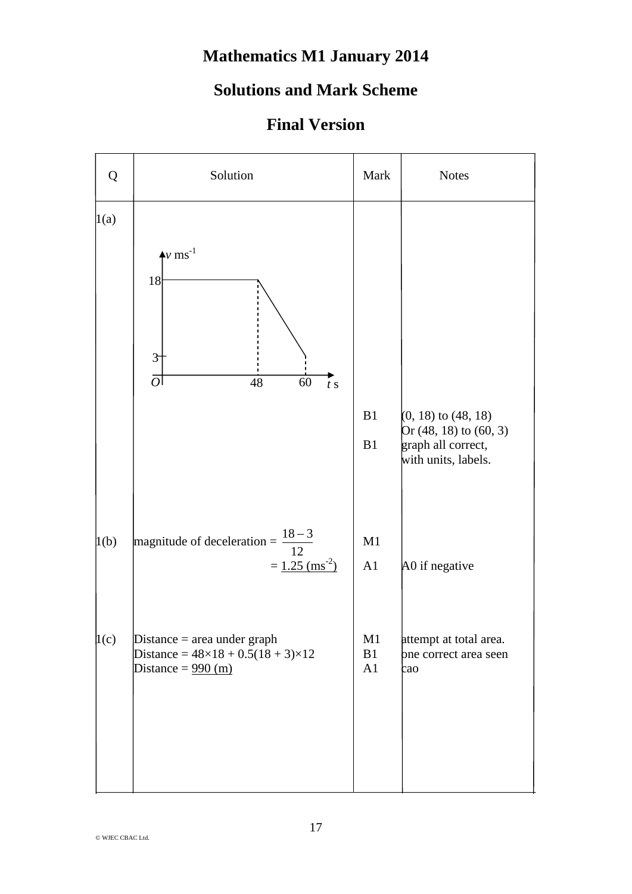# Mathematics M1 January 2014

## Solutions and Mark Scheme

## Final Version

| Q | Solution | Mark | Notes |
|---|---|---|---|
| 1(a) | [Velocity-time graph: $v$ ms$^{-1}$ against $t$ s; horizontal line at $v = 18$ from $t = 0$ to $t = 48$, then straight line down to $v = 3$ at $t = 60$] | B1<br>B1 | (0, 18) to (48, 18)<br>Or (48, 18) to (60, 3)<br>graph all correct, with units, labels. |
| 1(b) | magnitude of deceleration = $\frac{18-3}{12}$<br>= <u>1.25 (ms$^{-2}$)</u> | M1<br>A1 | <br>A0 if negative |
| 1(c) | Distance = area under graph<br>Distance = $48\times18 + 0.5(18+3)\times12$<br>Distance = <u>990 (m)</u> | M1<br>B1<br>A1 | attempt at total area.<br>one correct area seen<br>cao |

© WJEC CBAC Ltd.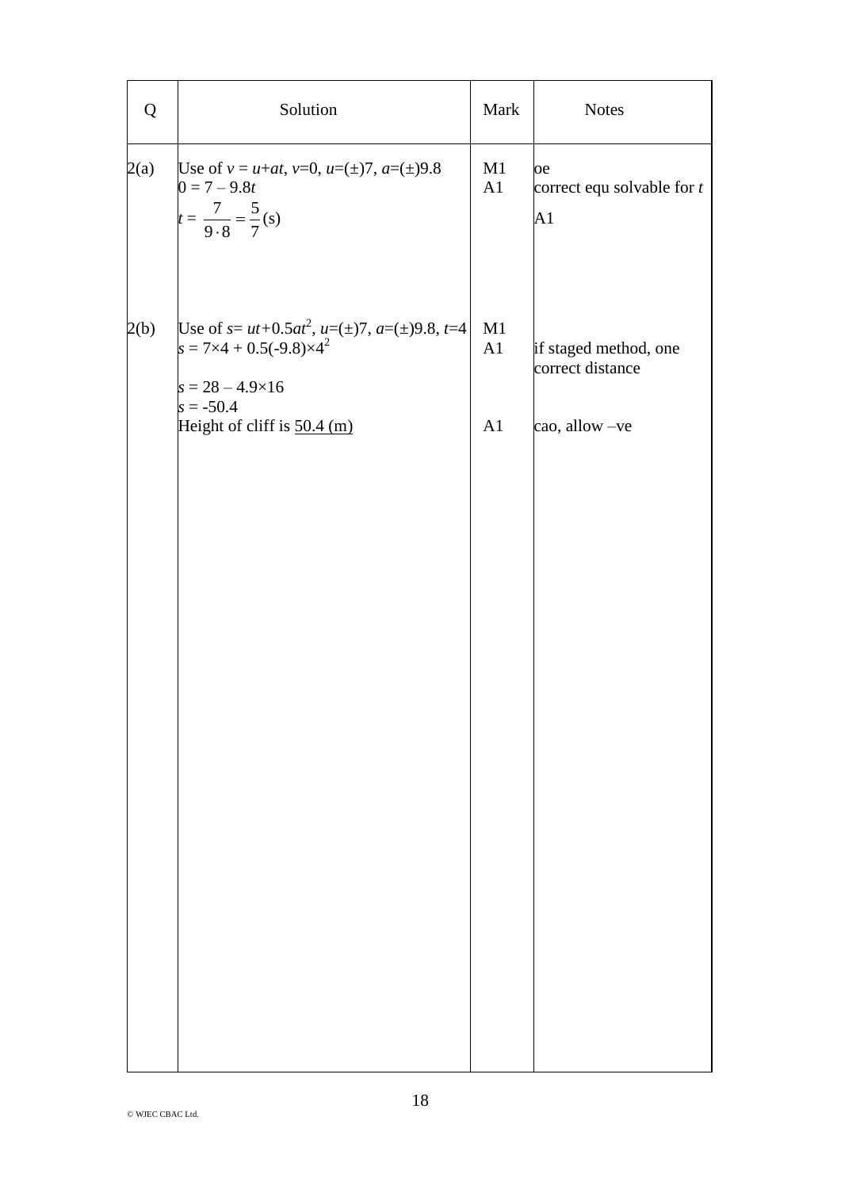| Q | Solution | Mark | Notes |
|---|---|---|---|
| 2(a) | Use of $v = u+at$, $v$=0, $u$=(±)7, $a$=(±)9.8 | M1 | oe |
| | $0 = 7 - 9.8t$ | A1 | correct equ solvable for $t$ |
| | $t = \dfrac{7}{9 \cdot 8} = \dfrac{5}{7}$(s) | | A1 |
| 2(b) | Use of $s= ut+0.5at^2$, $u$=(±)7, $a$=(±)9.8, $t$=4 | M1 | |
| | $s = 7\times4 + 0.5(-9.8)\times4^2$ | A1 | if staged method, one correct distance |
| | $s = 28 - 4.9\times16$ | | |
| | $s = -50.4$ | | |
| | Height of cliff is 50.4 (m) | A1 | cao, allow –ve |

© WJEC CBAC Ltd.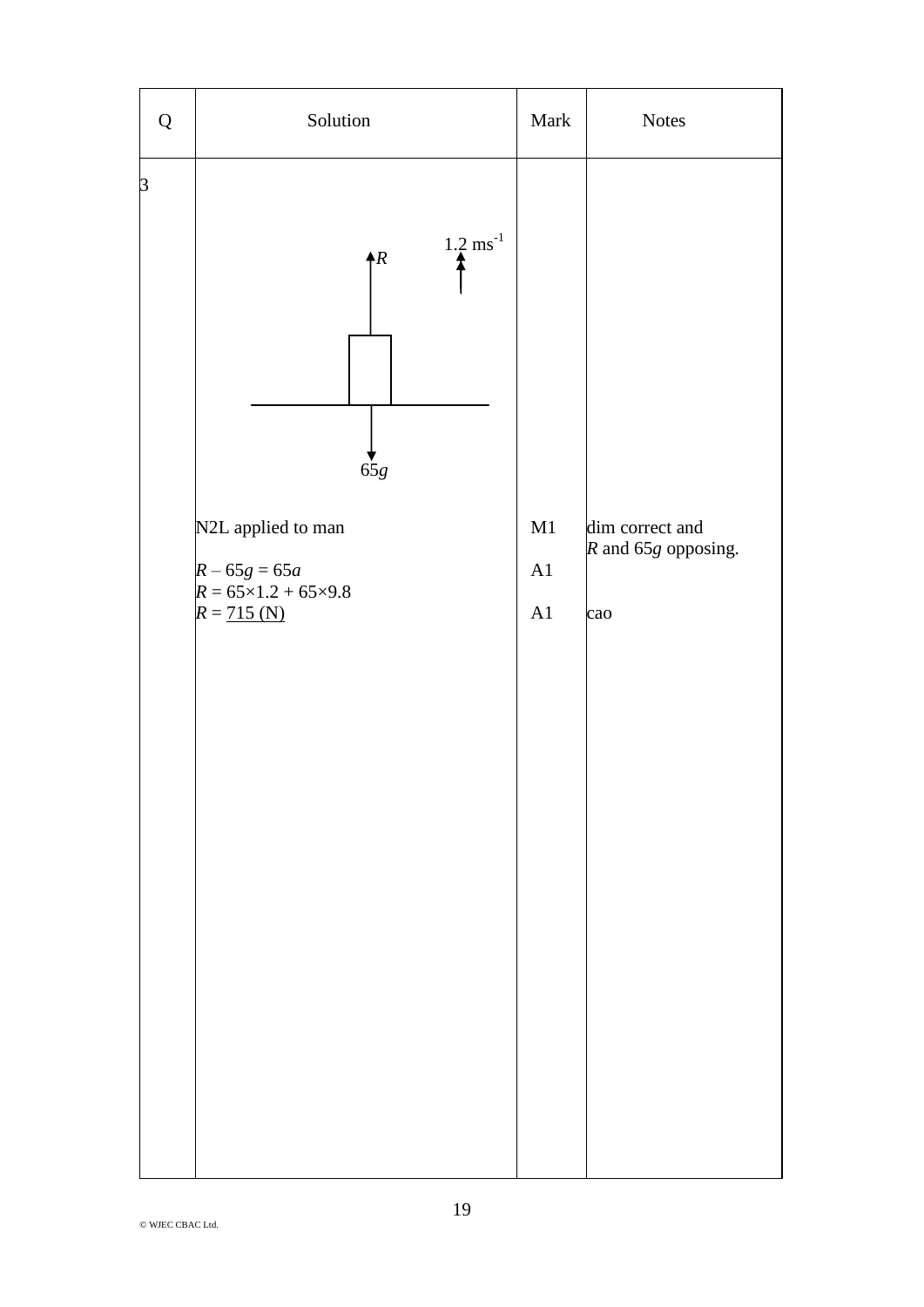| Q | Solution | Mark | Notes |
|---|---|---|---|
| 3 | $R$ (up), $1.2\ ms^{-1}$ (up), $65g$ (down) | | |
| | N2L applied to man | M1 | dim correct and $R$ and $65g$ opposing. |
| | $R - 65g = 65a$ | A1 | |
| | $R = 65 \times 1.2 + 65 \times 9.8$ | | |
| | $R = \underline{715\ (N)}$ | A1 | cao |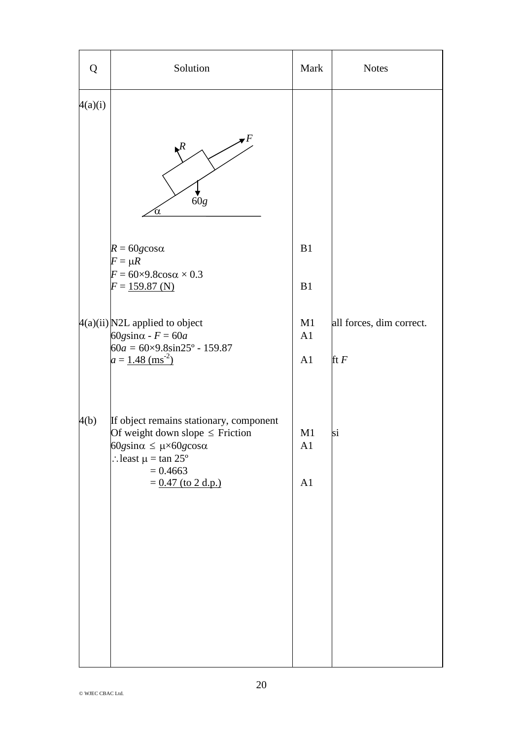| Q | Solution | Mark | Notes |
|---|---|---|---|
| 4(a)(i) | $R = 60g\cos\alpha$ | B1 | |
| | $F = \mu R$ | | |
| | $F = 60\times 9.8\cos\alpha \times 0.3$ | | |
| | $F = \underline{159.87 \text{ (N)}}$ | B1 | |
| 4(a)(ii) | N2L applied to object | M1 | all forces, dim correct. |
| | $60g\sin\alpha - F = 60a$ | A1 | |
| | $60a = 60\times 9.8\sin 25^\circ - 159.87$ | | |
| | $a = \underline{1.48 \text{ (ms}^{-2}\text{)}}$ | A1 | ft $F$ |
| 4(b) | If object remains stationary, component Of weight down slope $\leq$ Friction | M1 | si |
| | $60g\sin\alpha \leq \mu\times 60g\cos\alpha$ | A1 | |
| | $\therefore$ least $\mu = \tan 25^\circ$ | | |
| | $= 0.4663$ | | |
| | $= \underline{0.47 \text{ (to 2 d.p.)}}$ | A1 | |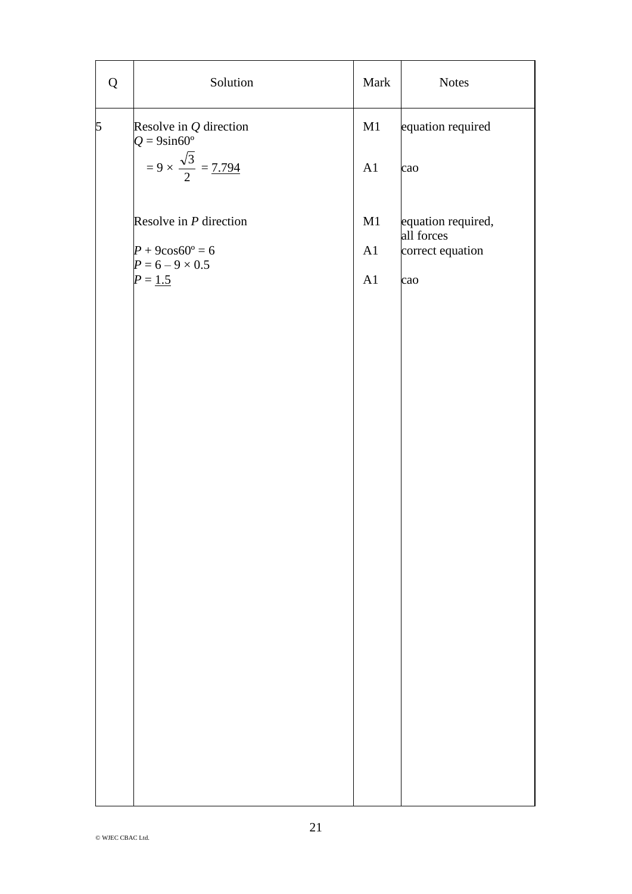| Q | Solution | Mark | Notes |
|---|---|---|---|
| 5 | Resolve in $Q$ direction<br>$Q = 9\sin60^\circ$ | M1 | equation required |
| | $= 9 \times \dfrac{\sqrt{3}}{2} = \underline{7.794}$ | A1 | cao |
| | Resolve in $P$ direction | M1 | equation required, all forces |
| | $P + 9\cos60^\circ = 6$<br>$P = 6 - 9 \times 0.5$ | A1 | correct equation |
| | $P = \underline{1.5}$ | A1 | cao |

© WJEC CBAC Ltd.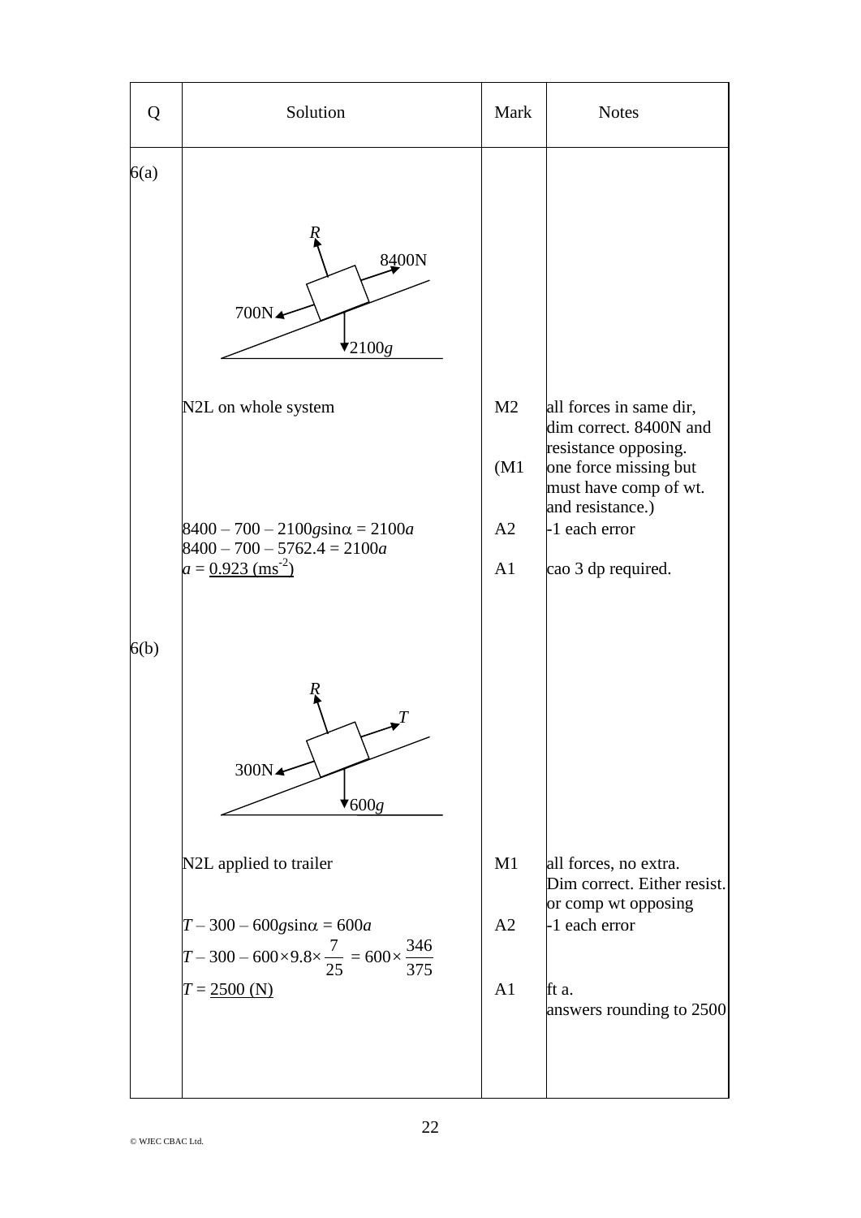| Q | Solution | Mark | Notes |
|---|---|---|---|
| 6(a) | | | |
| | N2L on whole system | M2 | all forces in same dir, dim correct. 8400N and resistance opposing. |
| | | (M1 | one force missing but must have comp of wt. and resistance.) |
| | $8400 - 700 - 2100g\sin\alpha = 2100a$<br>$8400 - 700 - 5762.4 = 2100a$ | A2 | -1 each error |
| | $a = \underline{0.923\ (\text{ms}^{-2})}$ | A1 | cao 3 dp required. |
| 6(b) | | | |
| | N2L applied to trailer | M1 | all forces, no extra. Dim correct. Either resist. or comp wt opposing |
| | $T - 300 - 600g\sin\alpha = 600a$<br>$T - 300 - 600\times9.8\times\frac{7}{25} = 600\times\frac{346}{375}$ | A2 | -1 each error |
| | $T = \underline{2500\ (\text{N})}$ | A1 | ft a. answers rounding to 2500 |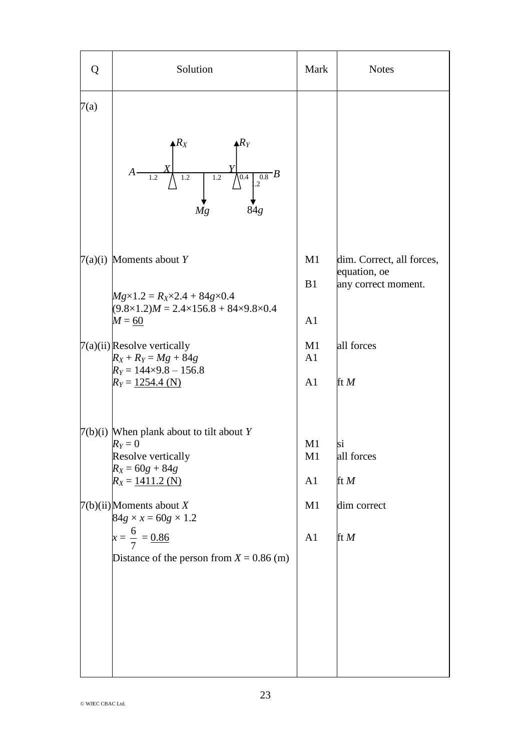| Q | Solution | Mark | Notes |
|---|---|---|---|
| 7(a) | $A$ — $X$ — $Y$ — $B$ with $R_X$, $R_Y$ upward; $Mg$, $84g$ downward; distances 1.2, 1.2, 1.2, 0.4, 0.8, 1.2 | | |
| 7(a)(i) | Moments about $Y$ | M1 | dim. Correct, all forces, equation, oe |
| | $Mg \times 1.2 = R_X \times 2.4 + 84g \times 0.4$ | B1 | any correct moment. |
| | $(9.8 \times 1.2)M = 2.4 \times 156.8 + 84 \times 9.8 \times 0.4$ | | |
| | $M = \underline{60}$ | A1 | |
| 7(a)(ii) | Resolve vertically | M1 | all forces |
| | $R_X + R_Y = Mg + 84g$ | A1 | |
| | $R_Y = 144 \times 9.8 - 156.8$ | | |
| | $R_Y = \underline{1254.4}$ (N) | A1 | ft $M$ |
| 7(b)(i) | When plank about to tilt about $Y$ | | |
| | $R_Y = 0$ | M1 | si |
| | Resolve vertically | M1 | all forces |
| | $R_X = 60g + 84g$ | | |
| | $R_X = \underline{1411.2}$ (N) | A1 | ft $M$ |
| 7(b)(ii) | Moments about $X$ | M1 | dim correct |
| | $84g \times x = 60g \times 1.2$ | | |
| | $x = \frac{6}{7} = \underline{0.86}$ | A1 | ft $M$ |
| | Distance of the person from $X = 0.86$ (m) | | |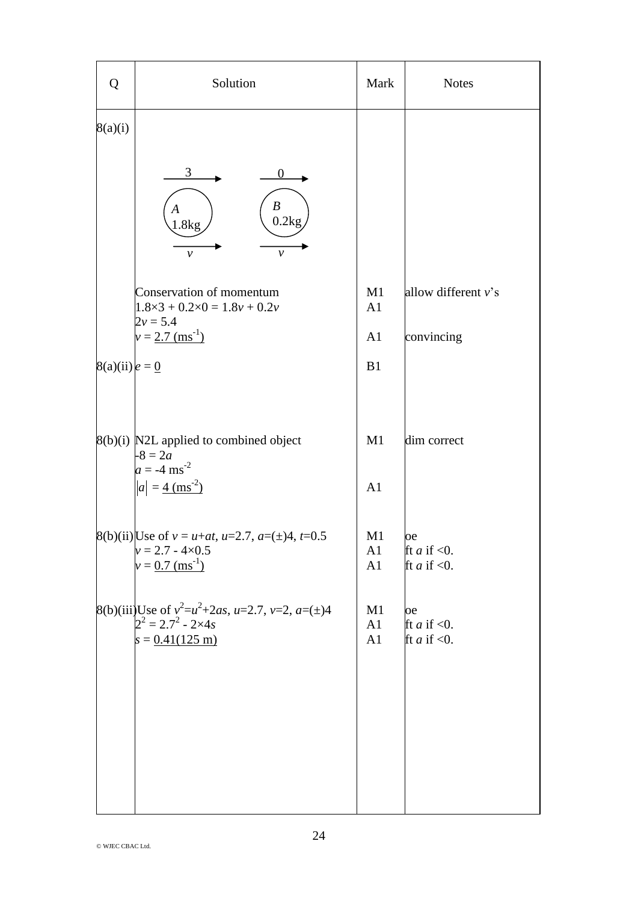| Q | Solution | Mark | Notes |
|---|---|---|---|
| 8(a)(i) | 3 → 0 → <br> $A$ 1.8kg    $B$ 0.2kg <br> $v$ →   $v$ → | | |
| | Conservation of momentum | M1 | allow different $v$'s |
| | $1.8\times3 + 0.2\times0 = 1.8v + 0.2v$ | A1 | |
| | $2v = 5.4$ | | |
| | $v = \underline{2.7\ (\text{ms}^{-1})}$ | A1 | convincing |
| 8(a)(ii) | $e = \underline{0}$ | B1 | |
| 8(b)(i) | N2L applied to combined object | M1 | dim correct |
| | $-8 = 2a$ | | |
| | $a = -4\ \text{ms}^{-2}$ | | |
| | $\lvert a \rvert = \underline{4\ (\text{ms}^{-2})}$ | A1 | |
| 8(b)(ii) | Use of $v = u+at$, $u$=2.7, $a$=(±)4, $t$=0.5 | M1 | oe |
| | $v = 2.7 - 4\times0.5$ | A1 | ft $a$ if <0. |
| | $v = \underline{0.7\ (\text{ms}^{-1})}$ | A1 | ft $a$ if <0. |
| 8(b)(iii) | Use of $v^2=u^2+2as$, $u$=2.7, $v$=2, $a$=(±)4 | M1 | oe |
| | $2^2 = 2.7^2 - 2\times4s$ | A1 | ft $a$ if <0. |
| | $s = \underline{0.41(125\ \text{m})}$ | A1 | ft $a$ if <0. |

© WJEC CBAC Ltd.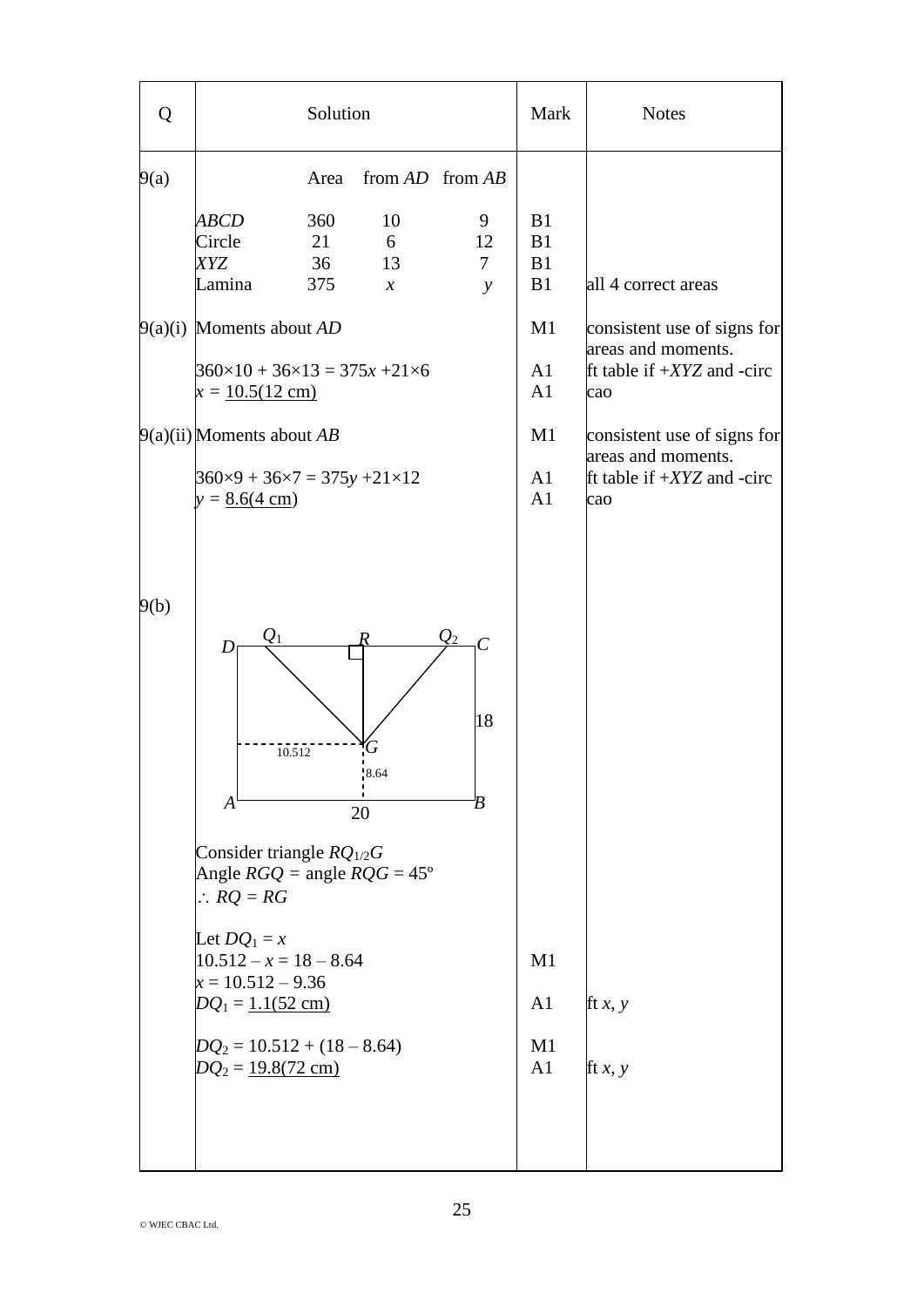| Q | Solution | Mark | Notes |
|---|---|---|---|
| 9(a) | Area / from *AD* / from *AB* | | |
| | *ABCD* 360 10 9 | B1 | |
| | Circle 21 6 12 | B1 | |
| | *XYZ* 36 13 7 | B1 | |
| | Lamina 375 $x$ $y$ | B1 | all 4 correct areas |
| 9(a)(i) | Moments about *AD* | M1 | consistent use of signs for areas and moments. |
| | $360\times10 + 36\times13 = 375x + 21\times6$ | A1 | ft table if +*XYZ* and -circ |
| | $x$ = 10.5(12 cm) | A1 | cao |
| 9(a)(ii) | Moments about *AB* | M1 | consistent use of signs for areas and moments. |
| | $360\times9 + 36\times7 = 375y + 21\times12$ | A1 | ft table if +*XYZ* and -circ |
| | $y$ = 8.6(4 cm) | A1 | cao |
| 9(b) | $D$ $Q_1$ $R$ $Q_2$ $C$ 18 10.512 $G$ 8.64 $A$ 20 $B$ | | |
| | Consider triangle $RQ_{1/2}G$ | | |
| | Angle $RGQ$ = angle $RQG$ = 45° | | |
| | $\therefore$ $RQ = RG$ | | |
| | Let $DQ_1 = x$ | | |
| | $10.512 - x = 18 - 8.64$ | M1 | |
| | $x = 10.512 - 9.36$ | | |
| | $DQ_1$ = 1.1(52 cm) | A1 | ft $x$, $y$ |
| | $DQ_2 = 10.512 + (18 - 8.64)$ | M1 | |
| | $DQ_2$ = 19.8(72 cm) | A1 | ft $x$, $y$ |

© WJEC CBAC Ltd.